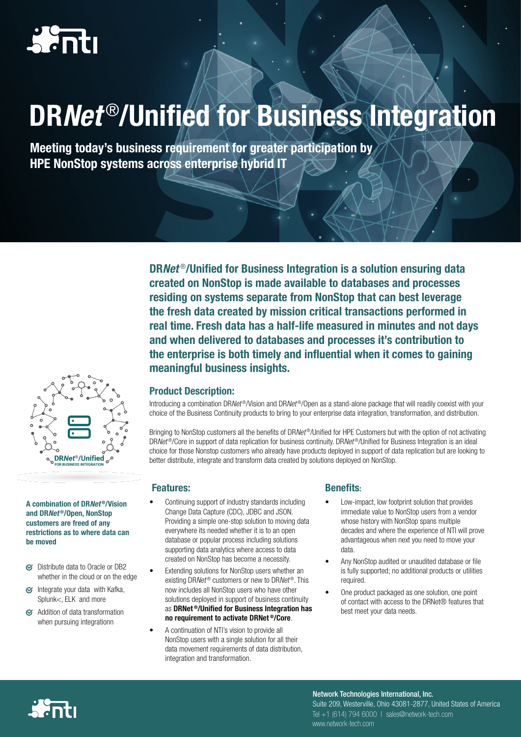# DR*Net*®/Unified for Business Integration

**Meeting today's business requirement for greater participation by HPE NonStop systems across enterprise hybrid IT**

**DR*Net*®/Unified for Business Integration is a solution ensuring data created on NonStop is made available to databases and processes residing on systems separate from NonStop that can best leverage the fresh data created by mission critical transactions performed in real time. Fresh data has a half-life measured in minutes and not days and when delivered to databases and processes it's contribution to the enterprise is both timely and influential when it comes to gaining meaningful business insights.**

## Product Description:

Introducing a combination DR*Net*®/Vision and DR*Net*®/Open as a stand-alone package that will readily coexist with your choice of the Business Continuity products to bring to your enterprise data integration, transformation, and distribution.

Bringing to NonStop customers all the benefits of DR*Net*®/Unified for HPE Customers but with the option of not activating DR*Net*®/Core in support of data replication for business continuity. DR*Net*®/Unified for Business Integration is an ideal choice for those Nonstop customers who already have products deployed in support of data replication but are looking to better distribute, integrate and transform data created by solutions deployed on NonStop.

DR*Net*®/Unified FOR BUSINESS INTEGRATION

**A combination of DR*Net*®/Vision and DR*Net*®/Open, NonStop customers are freed of any restrictions as to where data can be moved**

- Distribute data to Oracle or DB2 whether in the cloud or on the edge
- Integrate your data with Kafka, Splunk<, ELK and more
- Addition of data transformation when pursuing integrationn

## Features:

- Continuing support of industry standards including Change Data Capture (CDC), JDBC and JSON. Providing a simple one-stop solution to moving data everywhere its needed whether it is to an open database or popular process including solutions supporting data analytics where access to data created on NonStop has become a necessity.
- Extending solutions for NonStop users whether an existing DR*Net*® customers or new to DR*Net*®. This now includes all NonStop users who have other solutions deployed in support of business continuity as **DRNet®/Unified for Business Integration has no requirement to activate DRNet®/Core**.
- A continuation of NTI's vision to provide all NonStop users with a single solution for all their data movement requirements of data distribution, integration and transformation.

## Benefits:

- Low-impact, low footprint solution that provides immediate value to NonStop users from a vendor whose history with NonStop spans multiple decades and where the experience of NTI will prove advantageous when next you need to move your data.
- Any NonStop audited or unaudited database or file is fully supported; no additional products or utilities required.
- One product packaged as one solution, one point of contact with access to the DRNet® features that best meet your data needs.

**Network Technologies International, Inc.**
Suite 209, Westerville, Ohio 43081-2877, United States of America
Tel +1 (614) 794 6000 | sales@network-tech.com
www.network-tech.com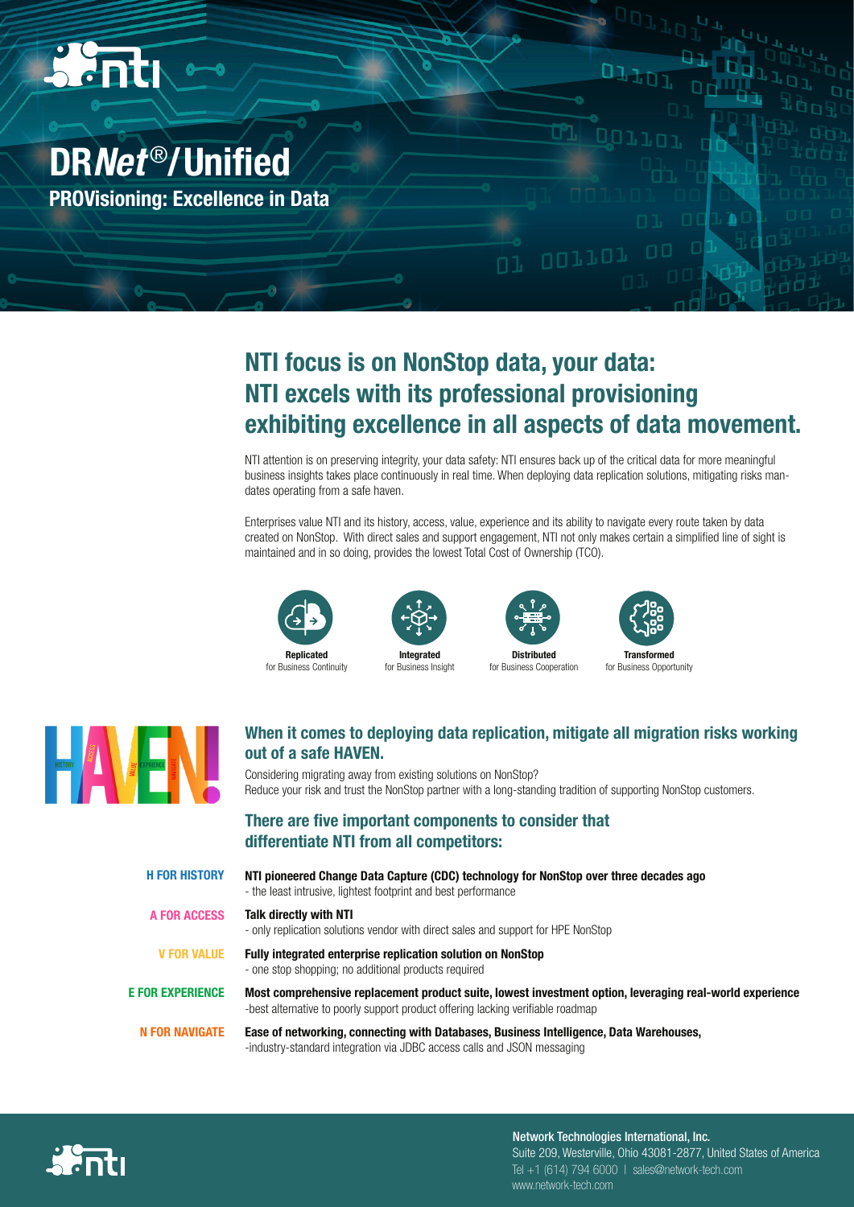# DR*Net*®/Unified

## PROVisioning: Excellence in Data

## NTI focus is on NonStop data, your data: NTI excels with its professional provisioning exhibiting excellence in all aspects of data movement.

NTI attention is on preserving integrity, your data safety: NTI ensures back up of the critical data for more meaningful business insights takes place continuously in real time. When deploying data replication solutions, mitigating risks mandates operating from a safe haven.

Enterprises value NTI and its history, access, value, experience and its ability to navigate every route taken by data created on NonStop. With direct sales and support engagement, NTI not only makes certain a simplified line of sight is maintained and in so doing, provides the lowest Total Cost of Ownership (TCO).

**Replicated**
for Business Continuity

**Integrated**
for Business Insight

**Distributed**
for Business Cooperation

**Transformed**
for Business Opportunity

HAVEN!

### When it comes to deploying data replication, mitigate all migration risks working out of a safe HAVEN.

Considering migrating away from existing solutions on NonStop?
Reduce your risk and trust the NonStop partner with a long-standing tradition of supporting NonStop customers.

### There are five important components to consider that differentiate NTI from all competitors:

**H FOR HISTORY** — **NTI pioneered Change Data Capture (CDC) technology for NonStop over three decades ago**
- the least intrusive, lightest footprint and best performance

**A FOR ACCESS** — **Talk directly with NTI**
- only replication solutions vendor with direct sales and support for HPE NonStop

**V FOR VALUE** — **Fully integrated enterprise replication solution on NonStop**
- one stop shopping; no additional products required

**E FOR EXPERIENCE** — **Most comprehensive replacement product suite, lowest investment option, leveraging real-world experience**
-best alternative to poorly support product offering lacking verifiable roadmap

**N FOR NAVIGATE** — **Ease of networking, connecting with Databases, Business Intelligence, Data Warehouses,**
-industry-standard integration via JDBC access calls and JSON messaging

**Network Technologies International, Inc.**
Suite 209, Westerville, Ohio 43081-2877, United States of America
Tel +1 (614) 794 6000 | sales@network-tech.com
www.network-tech.com